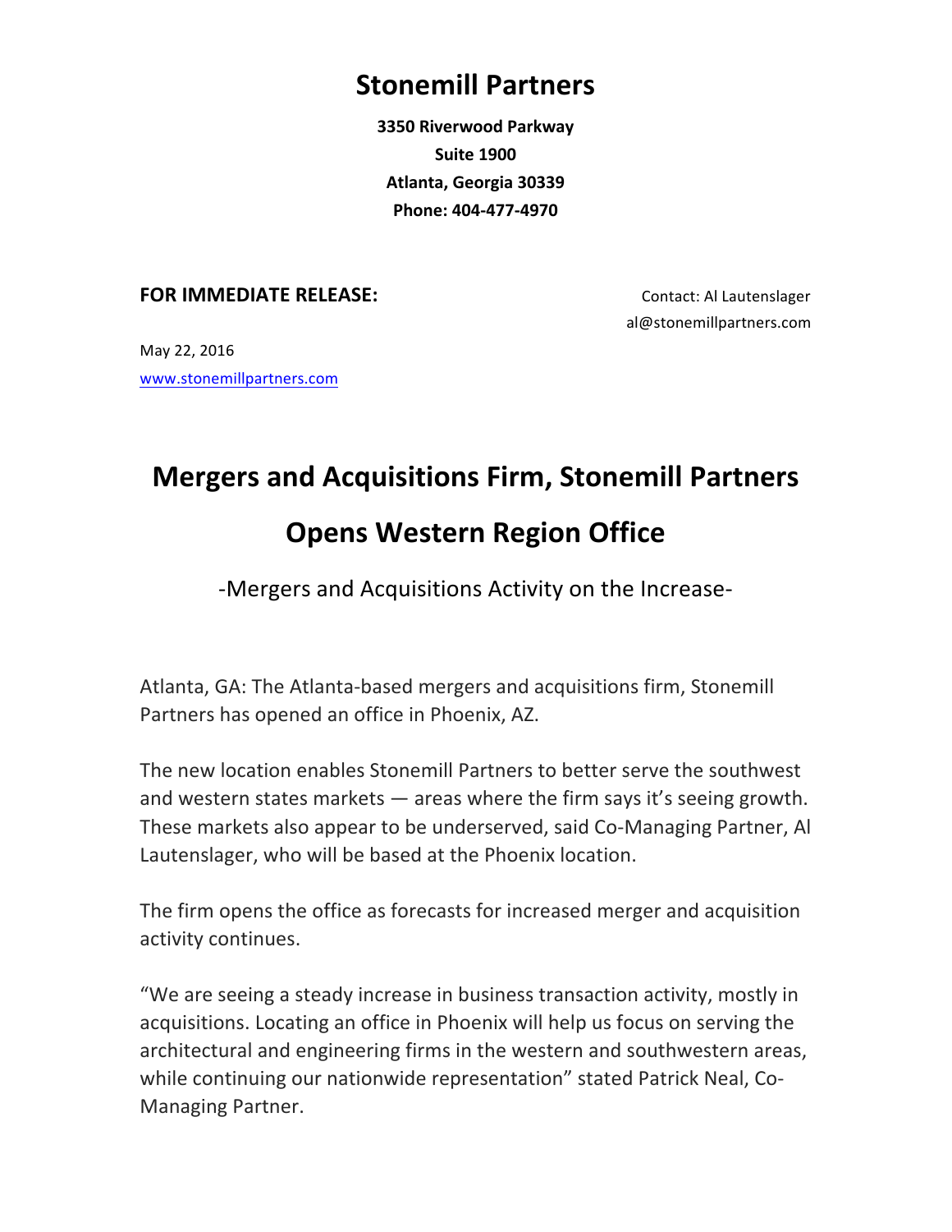# Stonemill Partners

**3350 Riverwood Parkway**
**Suite 1900**
**Atlanta, Georgia 30339**
**Phone: 404-477-4970**

**FOR IMMEDIATE RELEASE:**

Contact: Al Lautenslager
al@stonemillpartners.com

May 22, 2016
www.stonemillpartners.com

## Mergers and Acquisitions Firm, Stonemill Partners Opens Western Region Office

-Mergers and Acquisitions Activity on the Increase-

Atlanta, GA: The Atlanta-based mergers and acquisitions firm, Stonemill Partners has opened an office in Phoenix, AZ.

The new location enables Stonemill Partners to better serve the southwest and western states markets — areas where the firm says it's seeing growth. These markets also appear to be underserved, said Co-Managing Partner, Al Lautenslager, who will be based at the Phoenix location.

The firm opens the office as forecasts for increased merger and acquisition activity continues.

"We are seeing a steady increase in business transaction activity, mostly in acquisitions. Locating an office in Phoenix will help us focus on serving the architectural and engineering firms in the western and southwestern areas, while continuing our nationwide representation" stated Patrick Neal, Co-Managing Partner.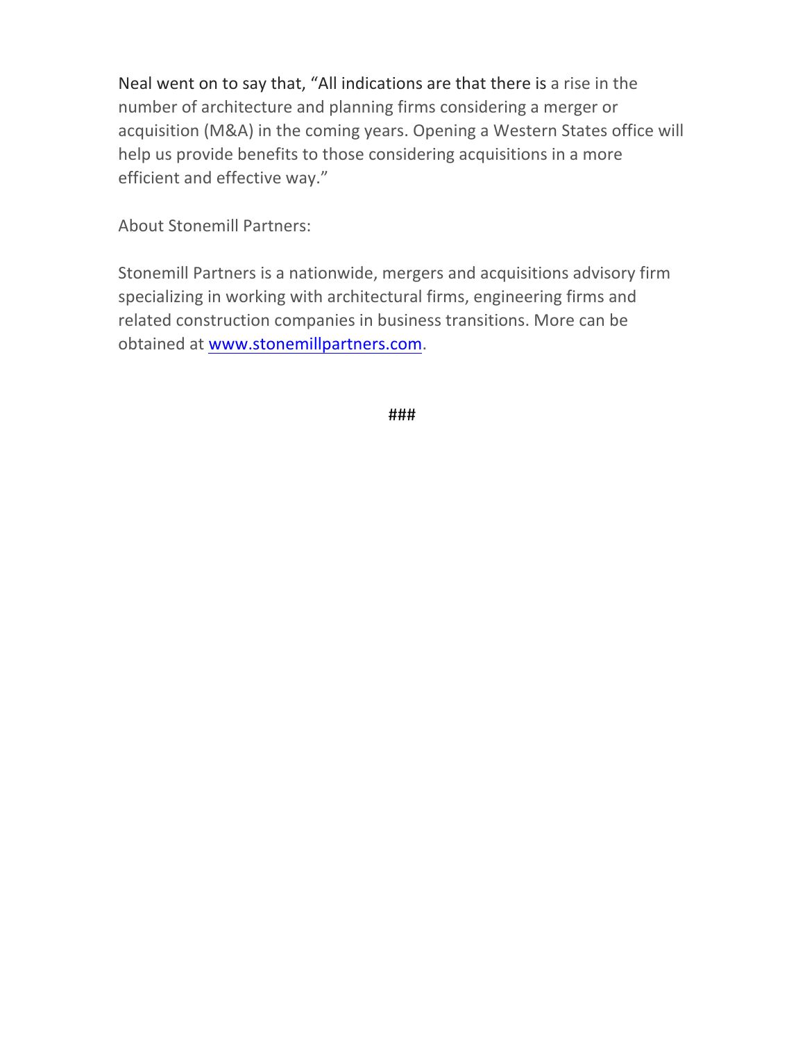Neal went on to say that, "All indications are that there is a rise in the number of architecture and planning firms considering a merger or acquisition (M&A) in the coming years. Opening a Western States office will help us provide benefits to those considering acquisitions in a more efficient and effective way."

About Stonemill Partners:

Stonemill Partners is a nationwide, mergers and acquisitions advisory firm specializing in working with architectural firms, engineering firms and related construction companies in business transitions. More can be obtained at www.stonemillpartners.com.

###